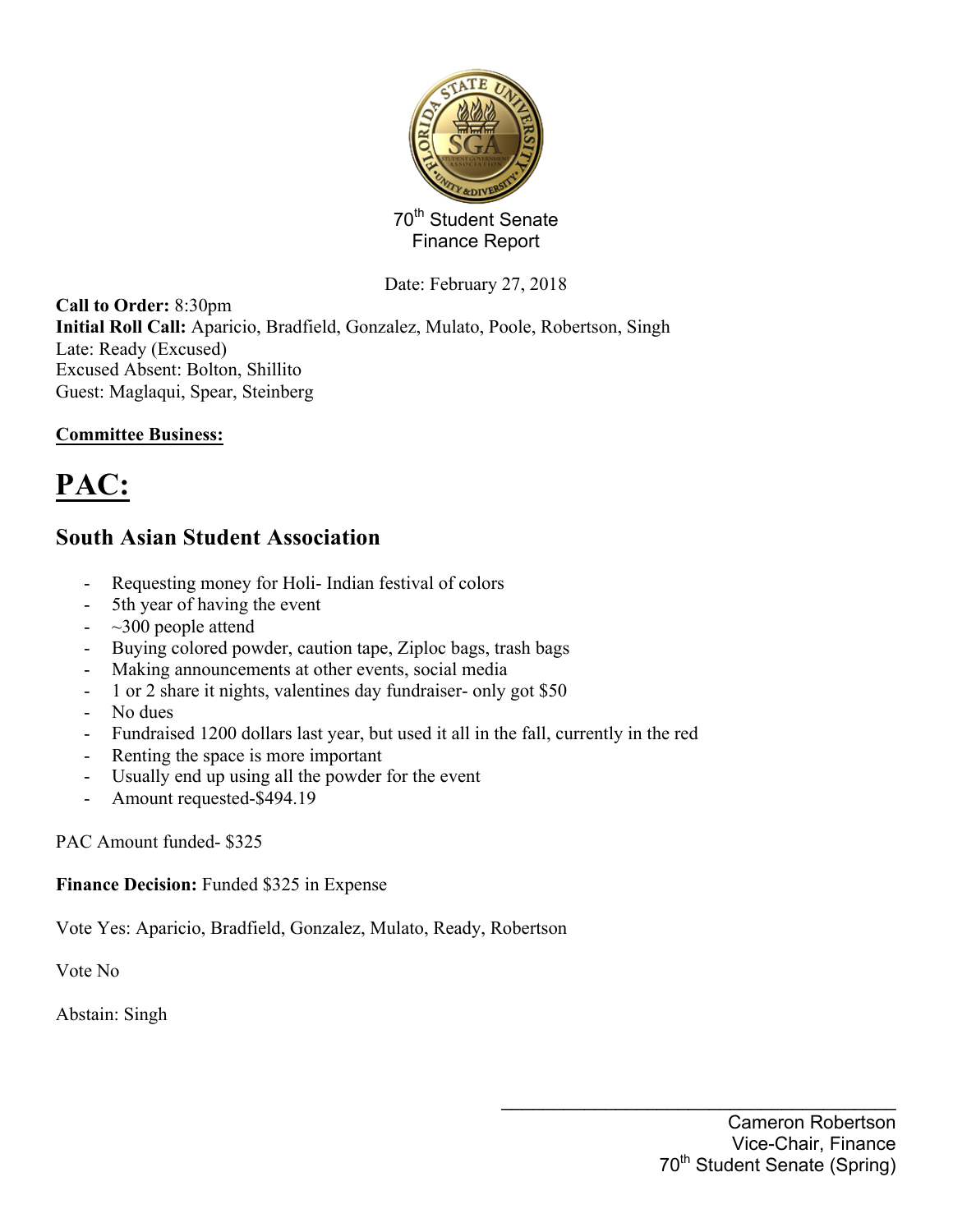70th Student Senate
Finance Report

Date: February 27, 2018

**Call to Order:** 8:30pm
**Initial Roll Call:** Aparicio, Bradfield, Gonzalez, Mulato, Poole, Robertson, Singh
Late: Ready (Excused)
Excused Absent: Bolton, Shillito
Guest: Maglaqui, Spear, Steinberg

**Committee Business:**

# PAC:

## South Asian Student Association

- Requesting money for Holi- Indian festival of colors
- 5th year of having the event
- ~300 people attend
- Buying colored powder, caution tape, Ziploc bags, trash bags
- Making announcements at other events, social media
- 1 or 2 share it nights, valentines day fundraiser- only got $50
- No dues
- Fundraised 1200 dollars last year, but used it all in the fall, currently in the red
- Renting the space is more important
- Usually end up using all the powder for the event
- Amount requested-$494.19

PAC Amount funded- $325

**Finance Decision:** Funded $325 in Expense

Vote Yes: Aparicio, Bradfield, Gonzalez, Mulato, Ready, Robertson

Vote No

Abstain: Singh

Cameron Robertson
Vice-Chair, Finance
70th Student Senate (Spring)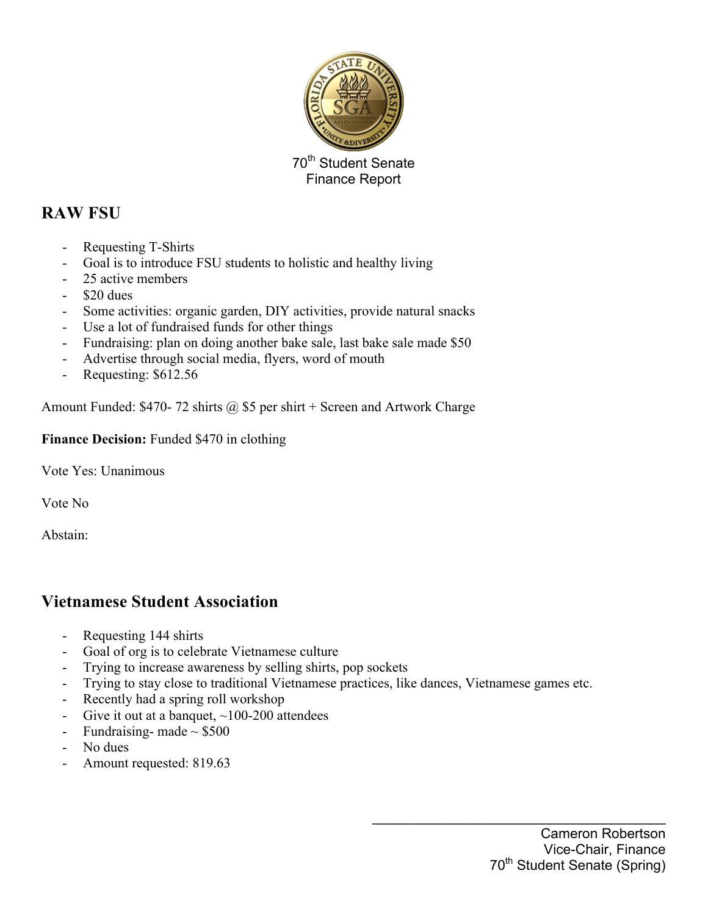70th Student Senate
Finance Report

## RAW FSU

- Requesting T-Shirts
- Goal is to introduce FSU students to holistic and healthy living
- 25 active members
- $20 dues
- Some activities: organic garden, DIY activities, provide natural snacks
- Use a lot of fundraised funds for other things
- Fundraising: plan on doing another bake sale, last bake sale made $50
- Advertise through social media, flyers, word of mouth
- Requesting: $612.56

Amount Funded: $470- 72 shirts @ $5 per shirt + Screen and Artwork Charge

**Finance Decision:** Funded $470 in clothing

Vote Yes: Unanimous

Vote No

Abstain:

## Vietnamese Student Association

- Requesting 144 shirts
- Goal of org is to celebrate Vietnamese culture
- Trying to increase awareness by selling shirts, pop sockets
- Trying to stay close to traditional Vietnamese practices, like dances, Vietnamese games etc.
- Recently had a spring roll workshop
- Give it out at a banquet, ~100-200 attendees
- Fundraising- made ~ $500
- No dues
- Amount requested: 819.63

Cameron Robertson
Vice-Chair, Finance
70th Student Senate (Spring)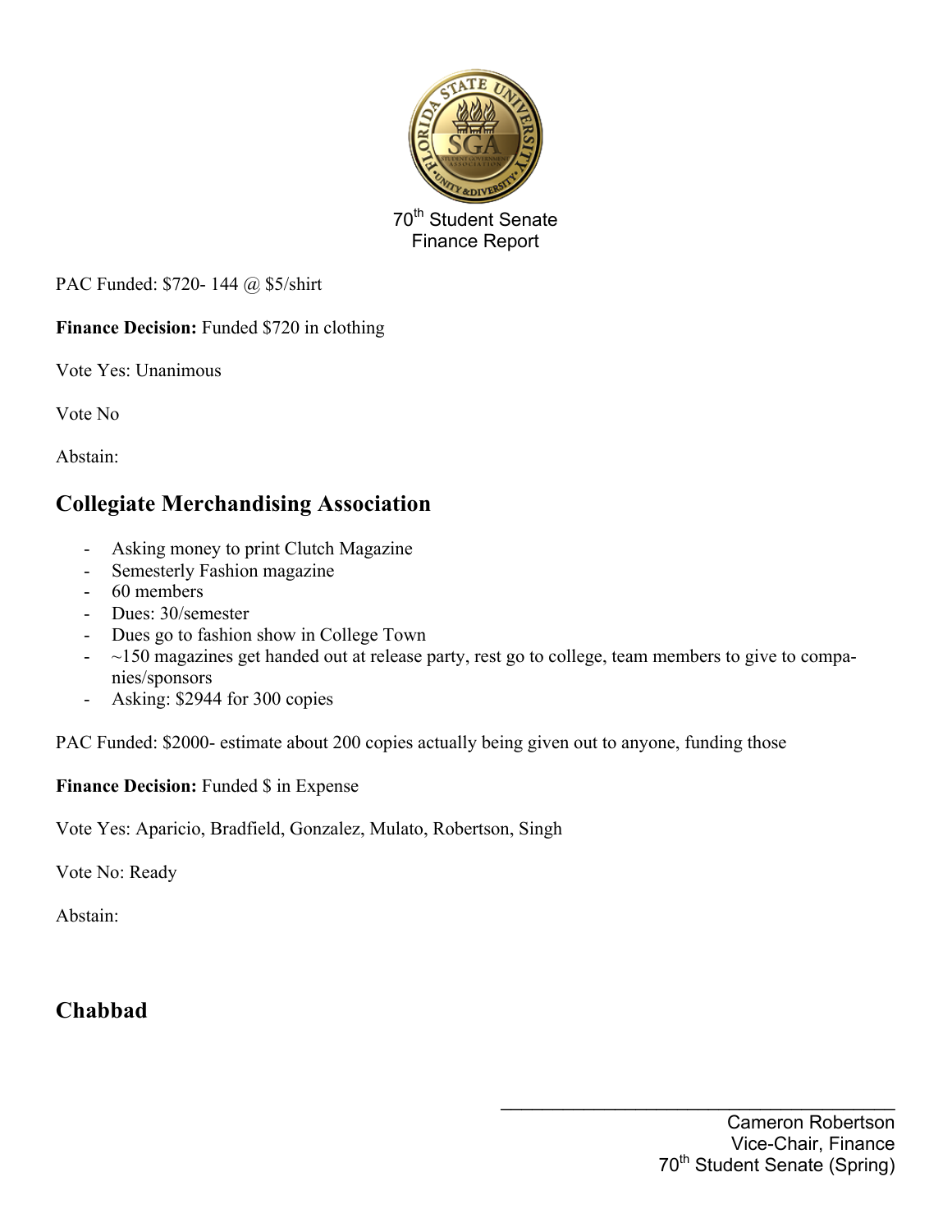70th Student Senate
Finance Report

PAC Funded: $720- 144 @ $5/shirt

**Finance Decision:** Funded $720 in clothing

Vote Yes: Unanimous

Vote No

Abstain:

## Collegiate Merchandising Association

- Asking money to print Clutch Magazine
- Semesterly Fashion magazine
- 60 members
- Dues: 30/semester
- Dues go to fashion show in College Town
- ~150 magazines get handed out at release party, rest go to college, team members to give to companies/sponsors
- Asking: $2944 for 300 copies

PAC Funded: $2000- estimate about 200 copies actually being given out to anyone, funding those

**Finance Decision:** Funded $ in Expense

Vote Yes: Aparicio, Bradfield, Gonzalez, Mulato, Robertson, Singh

Vote No: Ready

Abstain:

## Chabbad

Cameron Robertson
Vice-Chair, Finance
70th Student Senate (Spring)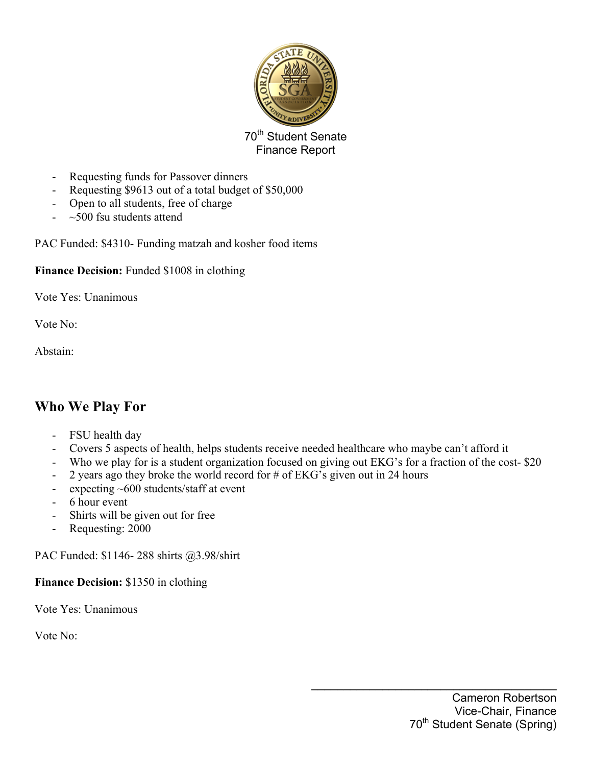70th Student Senate
Finance Report

- Requesting funds for Passover dinners
- Requesting $9613 out of a total budget of $50,000
- Open to all students, free of charge
- ~500 fsu students attend

PAC Funded: $4310- Funding matzah and kosher food items

**Finance Decision:** Funded $1008 in clothing

Vote Yes: Unanimous

Vote No:

Abstain:

## Who We Play For

- FSU health day
- Covers 5 aspects of health, helps students receive needed healthcare who maybe can't afford it
- Who we play for is a student organization focused on giving out EKG's for a fraction of the cost- $20
- 2 years ago they broke the world record for # of EKG's given out in 24 hours
- expecting ~600 students/staff at event
- 6 hour event
- Shirts will be given out for free
- Requesting: 2000

PAC Funded: $1146- 288 shirts @3.98/shirt

**Finance Decision:** $1350 in clothing

Vote Yes: Unanimous

Vote No:

Cameron Robertson
Vice-Chair, Finance
70th Student Senate (Spring)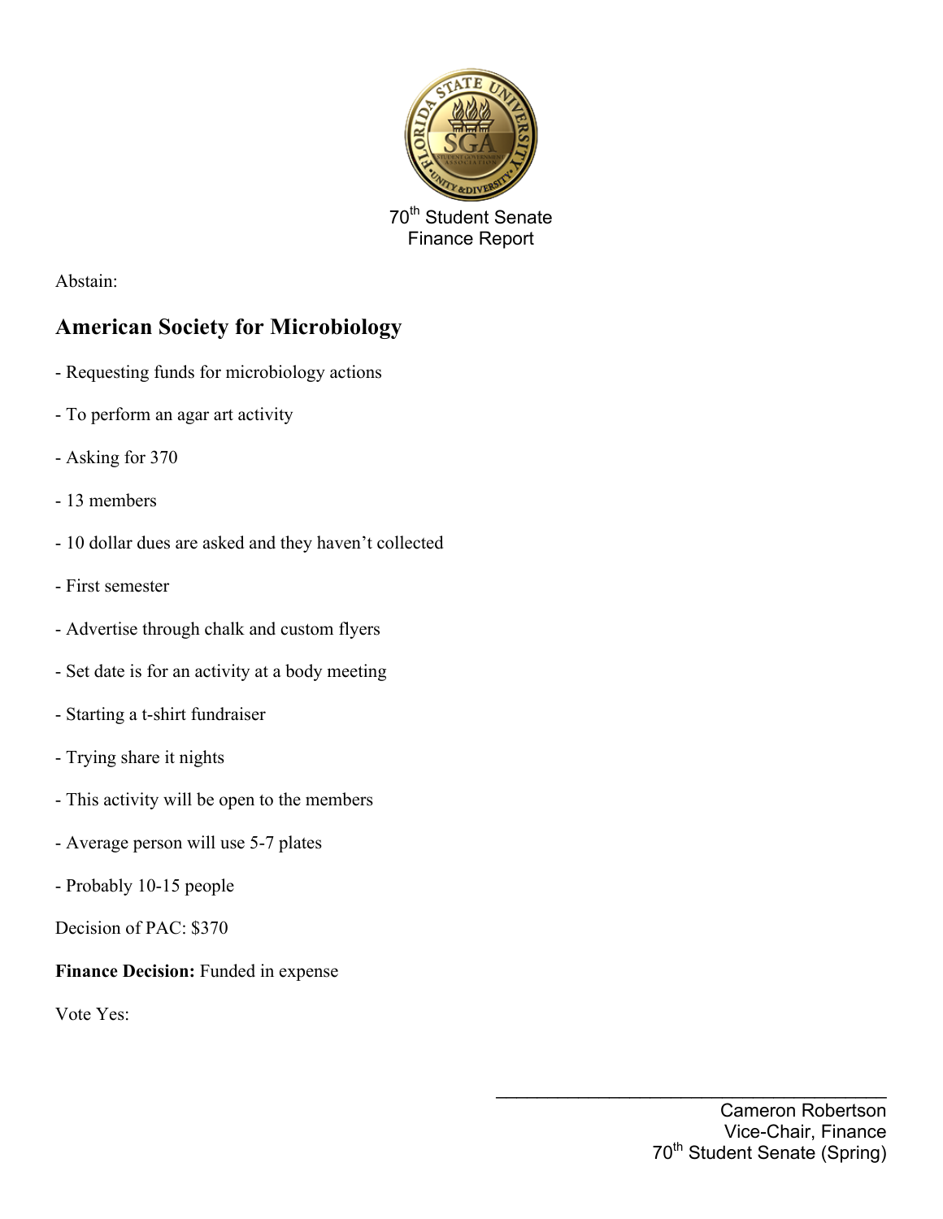70th Student Senate
Finance Report

Abstain:

## American Society for Microbiology

- Requesting funds for microbiology actions
- To perform an agar art activity
- Asking for 370
- 13 members
- 10 dollar dues are asked and they haven't collected
- First semester
- Advertise through chalk and custom flyers
- Set date is for an activity at a body meeting
- Starting a t-shirt fundraiser
- Trying share it nights
- This activity will be open to the members
- Average person will use 5-7 plates
- Probably 10-15 people

Decision of PAC: $370

**Finance Decision:** Funded in expense

Vote Yes:

\_\_\_\_\_\_\_\_\_\_\_\_\_\_\_\_\_\_\_\_\_\_\_\_\_\_\_\_\_\_\_\_\_\_\_\_\_\_\_\_

Cameron Robertson
Vice-Chair, Finance
70th Student Senate (Spring)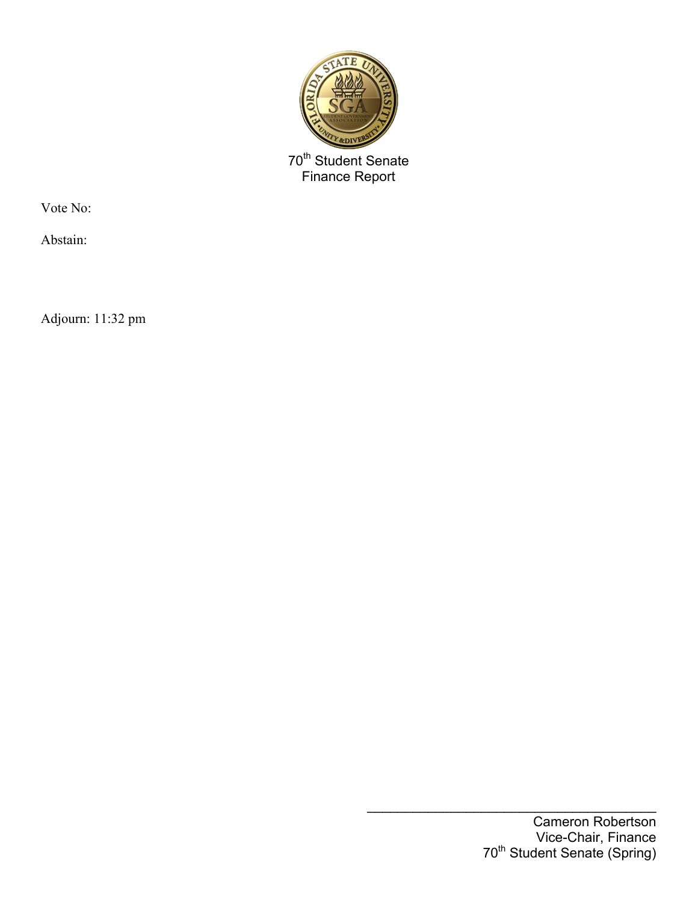70th Student Senate
Finance Report

Vote No:

Abstain:

Adjourn: 11:32 pm

\_\_\_\_\_\_\_\_\_\_\_\_\_\_\_\_\_\_\_\_\_\_\_\_\_\_\_\_\_\_\_\_\_\_\_\_\_\_\_\_

Cameron Robertson
Vice-Chair, Finance
70th Student Senate (Spring)